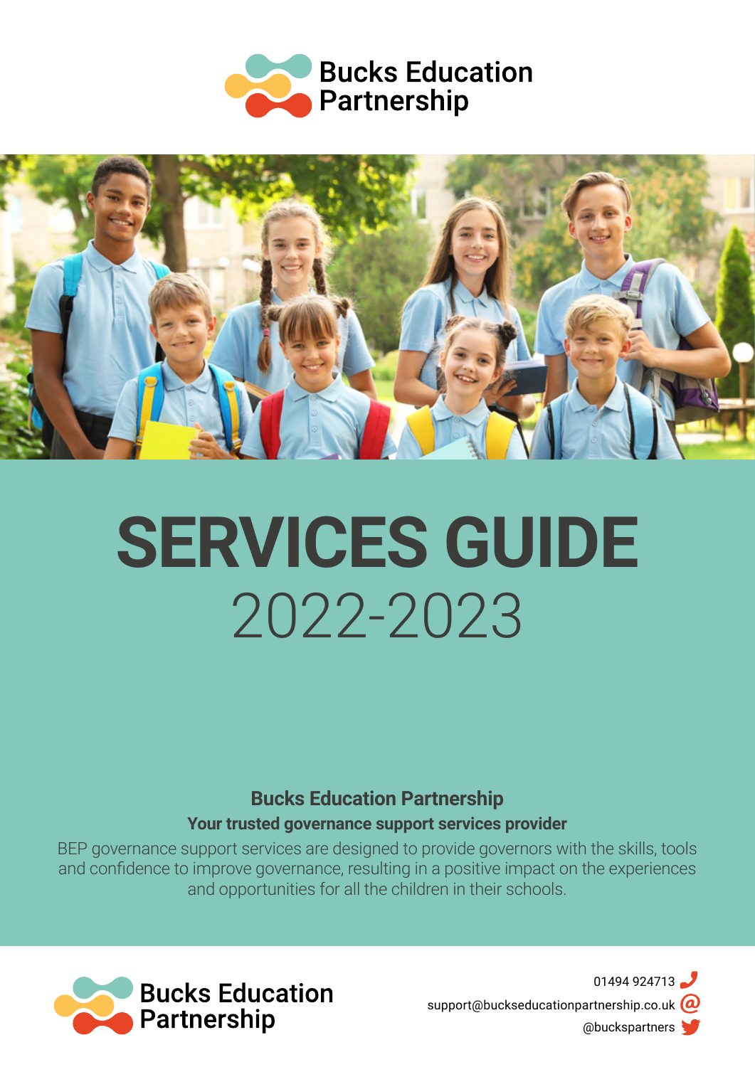Bucks Education Partnership

# SERVICES GUIDE

## 2022-2023

**Bucks Education Partnership**

**Your trusted governance support services provider**

BEP governance support services are designed to provide governors with the skills, tools and confidence to improve governance, resulting in a positive impact on the experiences and opportunities for all the children in their schools.

Bucks Education Partnership

01494 924713

support@buckseducationpartnership.co.uk

@buckspartners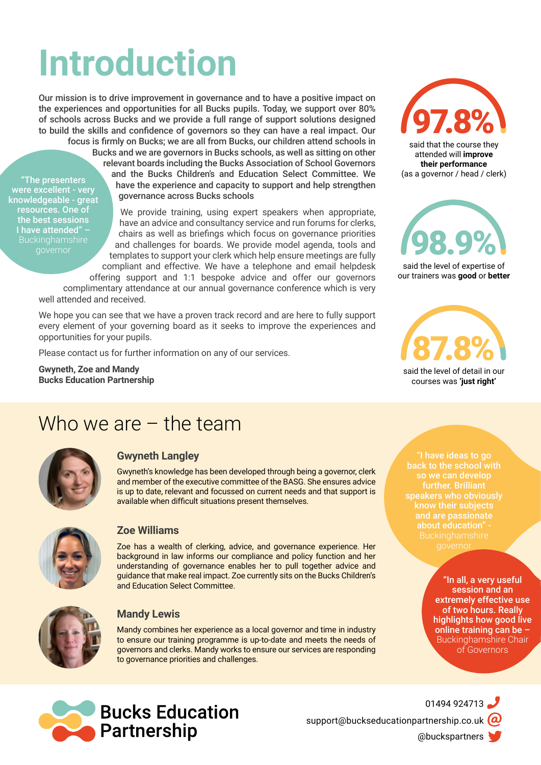# Introduction

Our mission is to drive improvement in governance and to have a positive impact on the experiences and opportunities for all Bucks pupils. Today, we support over 80% of schools across Bucks and we provide a full range of support solutions designed to build the skills and confidence of governors so they can have a real impact. Our focus is firmly on Bucks; we are all from Bucks, our children attend schools in Bucks and we are governors in Bucks schools, as well as sitting on other relevant boards including the Bucks Association of School Governors and the Bucks Children's and Education Select Committee. We have the experience and capacity to support and help strengthen governance across Bucks schools

> "The presenters were excellent - very knowledgeable - great resources. One of the best sessions I have attended" – Buckinghamshire governor

We provide training, using expert speakers when appropriate, have an advice and consultancy service and run forums for clerks, chairs as well as briefings which focus on governance priorities and challenges for boards. We provide model agenda, tools and templates to support your clerk which help ensure meetings are fully compliant and effective. We have a telephone and email helpdesk offering support and 1:1 bespoke advice and offer our governors complimentary attendance at our annual governance conference which is very well attended and received.

We hope you can see that we have a proven track record and are here to fully support every element of your governing board as it seeks to improve the experiences and opportunities for your pupils.

Please contact us for further information on any of our services.

**Gwyneth, Zoe and Mandy**
**Bucks Education Partnership**

**97.8%** said that the course they attended will **improve their performance** (as a governor / head / clerk)

**98.9%** said the level of expertise of our trainers was **good** or **better**

**87.8%** said the level of detail in our courses was **'just right'**

## Who we are – the team

### Gwyneth Langley

Gwyneth's knowledge has been developed through being a governor, clerk and member of the executive committee of the BASG. She ensures advice is up to date, relevant and focussed on current needs and that support is available when difficult situations present themselves.

### Zoe Williams

Zoe has a wealth of clerking, advice, and governance experience. Her background in law informs our compliance and policy function and her understanding of governance enables her to pull together advice and guidance that make real impact. Zoe currently sits on the Bucks Children's and Education Select Committee.

### Mandy Lewis

Mandy combines her experience as a local governor and time in industry to ensure our training programme is up-to-date and meets the needs of governors and clerks. Mandy works to ensure our services are responding to governance priorities and challenges.

> "I have ideas to go back to the school with so we can develop further. Brilliant speakers who obviously know their subjects and are passionate about education" - Buckinghamshire governor

> "In all, a very useful session and an extremely effective use of two hours. Really highlights how good live online training can be – Buckinghamshire Chair of Governors

**Bucks Education Partnership**

01494 924713
support@buckseducationpartnership.co.uk
@buckspartners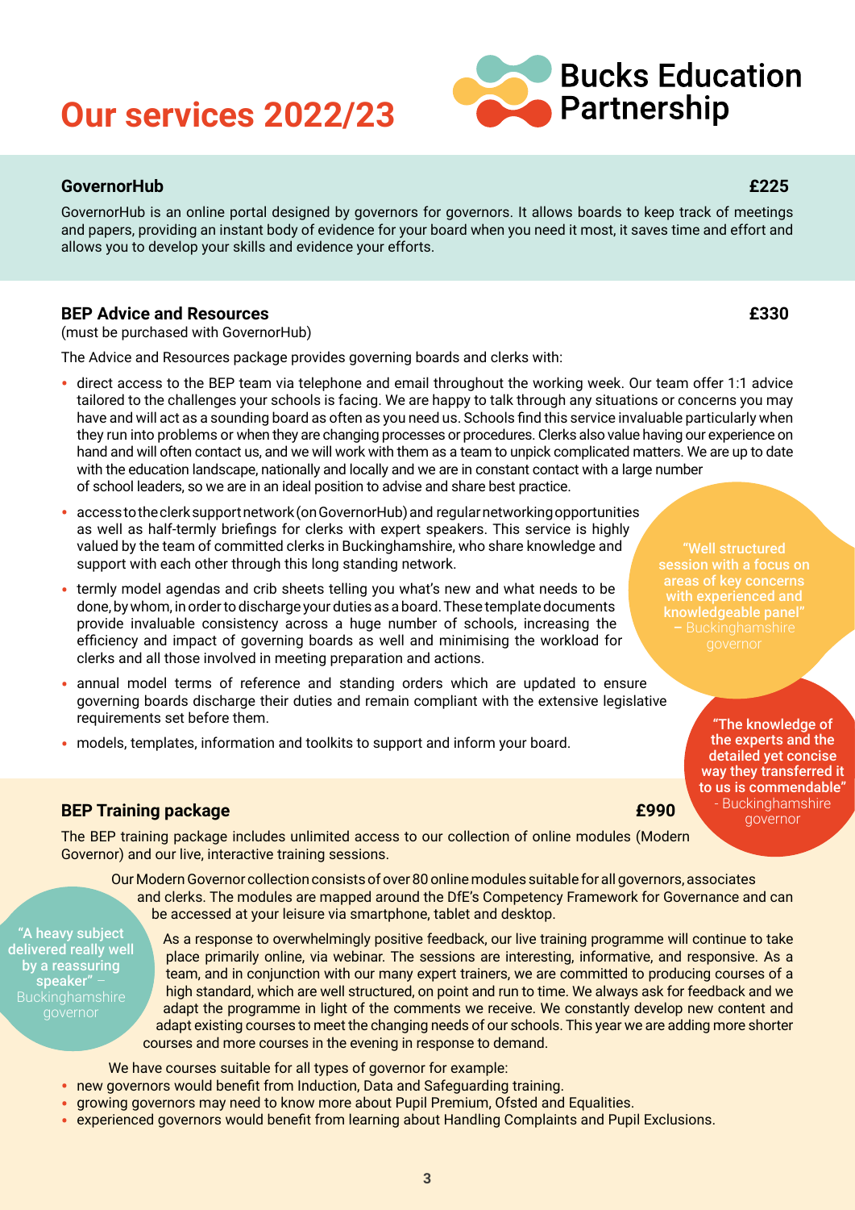# Our services 2022/23

Bucks Education Partnership

## GovernorHub — £225

GovernorHub is an online portal designed by governors for governors. It allows boards to keep track of meetings and papers, providing an instant body of evidence for your board when you need it most, it saves time and effort and allows you to develop your skills and evidence your efforts.

## BEP Advice and Resources — £330

(must be purchased with GovernorHub)

The Advice and Resources package provides governing boards and clerks with:

- direct access to the BEP team via telephone and email throughout the working week. Our team offer 1:1 advice tailored to the challenges your schools is facing. We are happy to talk through any situations or concerns you may have and will act as a sounding board as often as you need us. Schools find this service invaluable particularly when they run into problems or when they are changing processes or procedures. Clerks also value having our experience on hand and will often contact us, and we will work with them as a team to unpick complicated matters. We are up to date with the education landscape, nationally and locally and we are in constant contact with a large number of school leaders, so we are in an ideal position to advise and share best practice.
- access to the clerk support network (on GovernorHub) and regular networking opportunities as well as half-termly briefings for clerks with expert speakers. This service is highly valued by the team of committed clerks in Buckinghamshire, who share knowledge and support with each other through this long standing network.
- termly model agendas and crib sheets telling you what's new and what needs to be done, by whom, in order to discharge your duties as a board. These template documents provide invaluable consistency across a huge number of schools, increasing the efficiency and impact of governing boards as well and minimising the workload for clerks and all those involved in meeting preparation and actions.
- annual model terms of reference and standing orders which are updated to ensure governing boards discharge their duties and remain compliant with the extensive legislative requirements set before them.
- models, templates, information and toolkits to support and inform your board.

> "Well structured session with a focus on areas of key concerns with experienced and knowledgeable panel" – Buckinghamshire governor

> "The knowledge of the experts and the detailed yet concise way they transferred it to us is commendable" - Buckinghamshire governor

## BEP Training package — £990

The BEP training package includes unlimited access to our collection of online modules (Modern Governor) and our live, interactive training sessions.

Our Modern Governor collection consists of over 80 online modules suitable for all governors, associates and clerks. The modules are mapped around the DfE's Competency Framework for Governance and can be accessed at your leisure via smartphone, tablet and desktop.

As a response to overwhelmingly positive feedback, our live training programme will continue to take place primarily online, via webinar. The sessions are interesting, informative, and responsive. As a team, and in conjunction with our many expert trainers, we are committed to producing courses of a high standard, which are well structured, on point and run to time. We always ask for feedback and we adapt the programme in light of the comments we receive. We constantly develop new content and adapt existing courses to meet the changing needs of our schools. This year we are adding more shorter courses and more courses in the evening in response to demand.

> "A heavy subject delivered really well by a reassuring speaker" – Buckinghamshire governor

We have courses suitable for all types of governor for example:

- new governors would benefit from Induction, Data and Safeguarding training.
- growing governors may need to know more about Pupil Premium, Ofsted and Equalities.
- experienced governors would benefit from learning about Handling Complaints and Pupil Exclusions.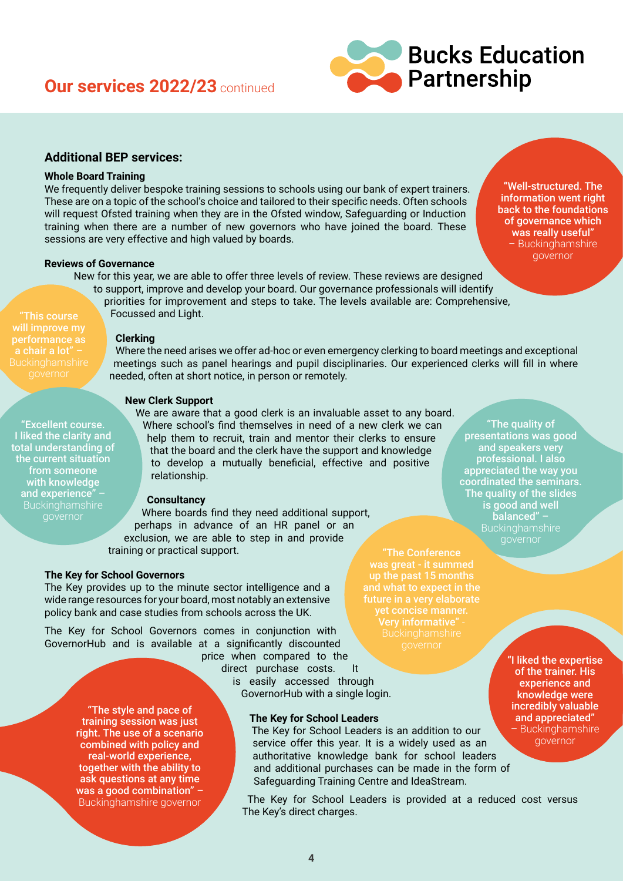## Our services 2022/23 continued

### Additional BEP services:

**Whole Board Training**

We frequently deliver bespoke training sessions to schools using our bank of expert trainers. These are on a topic of the school's choice and tailored to their specific needs. Often schools will request Ofsted training when they are in the Ofsted window, Safeguarding or Induction training when there are a number of new governors who have joined the board. These sessions are very effective and high valued by boards.

> **"Well-structured. The information went right back to the foundations of governance which was really useful"** – Buckinghamshire governor

**Reviews of Governance**

New for this year, we are able to offer three levels of review. These reviews are designed to support, improve and develop your board. Our governance professionals will identify priorities for improvement and steps to take. The levels available are: Comprehensive, Focussed and Light.

> **"This course will improve my performance as a chair a lot"** – Buckinghamshire governor

**Clerking**

Where the need arises we offer ad-hoc or even emergency clerking to board meetings and exceptional meetings such as panel hearings and pupil disciplinaries. Our experienced clerks will fill in where needed, often at short notice, in person or remotely.

> **"Excellent course. I liked the clarity and total understanding of the current situation from someone with knowledge and experience"** – Buckinghamshire governor

**New Clerk Support**

We are aware that a good clerk is an invaluable asset to any board. Where school's find themselves in need of a new clerk we can help them to recruit, train and mentor their clerks to ensure that the board and the clerk have the support and knowledge to develop a mutually beneficial, effective and positive relationship.

> **"The quality of presentations was good and speakers very professional. I also appreciated the way you coordinated the seminars. The quality of the slides is good and well balanced"** – Buckinghamshire governor

**Consultancy**

Where boards find they need additional support, perhaps in advance of an HR panel or an exclusion, we are able to step in and provide training or practical support.

> **"The Conference was great - it summed up the past 15 months and what to expect in the future in a very elaborate yet concise manner. Very informative"** - Buckinghamshire governor

**The Key for School Governors**

The Key provides up to the minute sector intelligence and a wide range resources for your board, most notably an extensive policy bank and case studies from schools across the UK.

The Key for School Governors comes in conjunction with GovernorHub and is available at a significantly discounted price when compared to the direct purchase costs. It is easily accessed through GovernorHub with a single login.

> **"I liked the expertise of the trainer. His experience and knowledge were incredibly valuable and appreciated"** – Buckinghamshire governor

> **"The style and pace of training session was just right. The use of a scenario combined with policy and real-world experience, together with the ability to ask questions at any time was a good combination"** – Buckinghamshire governor

**The Key for School Leaders**

The Key for School Leaders is an addition to our service offer this year. It is a widely used as an authoritative knowledge bank for school leaders and additional purchases can be made in the form of Safeguarding Training Centre and IdeaStream.

The Key for School Leaders is provided at a reduced cost versus The Key's direct charges.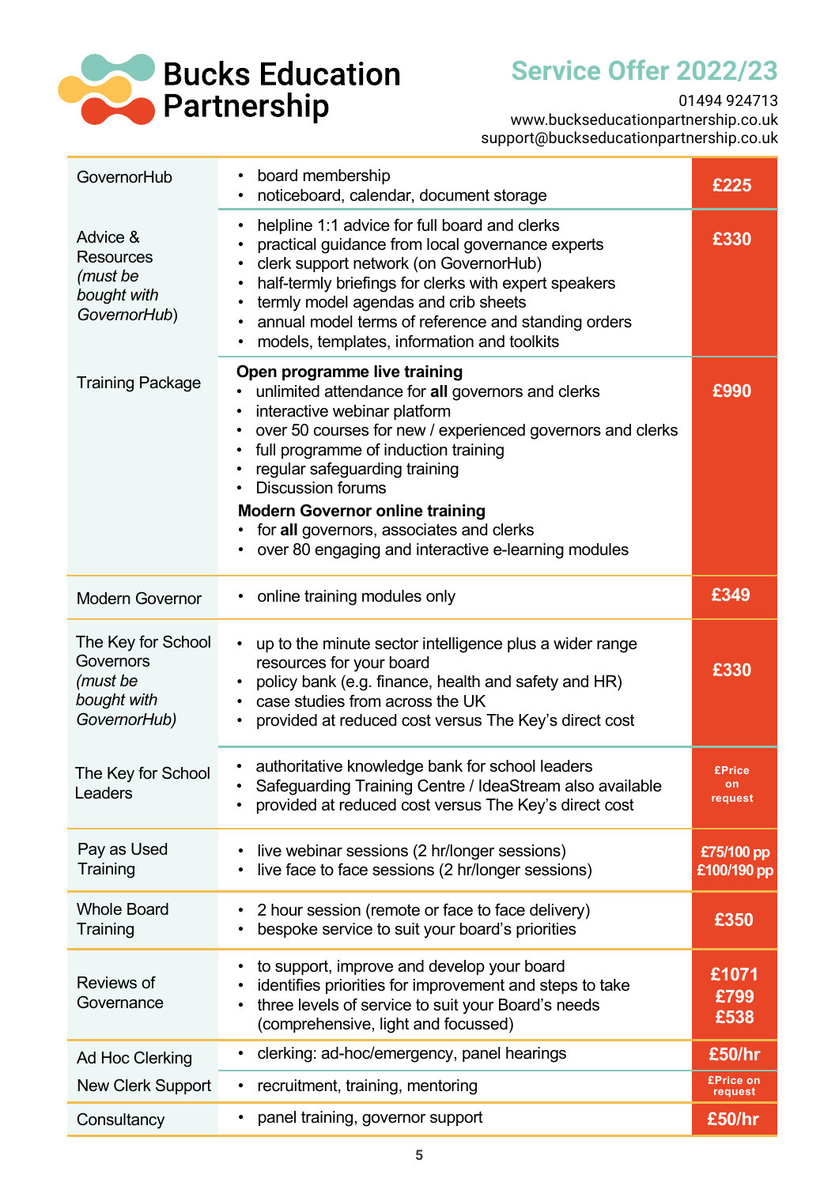# Bucks Education Partnership

## Service Offer 2022/23

01494 924713
www.buckseducationpartnership.co.uk
support@buckseducationpartnership.co.uk

| Service | Details | Price |
|---|---|---|
| GovernorHub | • board membership<br>• noticeboard, calendar, document storage | £225 |
| Advice & Resources *(must be bought with GovernorHub)* | • helpline 1:1 advice for full board and clerks<br>• practical guidance from local governance experts<br>• clerk support network (on GovernorHub)<br>• half-termly briefings for clerks with expert speakers<br>• termly model agendas and crib sheets<br>• annual model terms of reference and standing orders<br>• models, templates, information and toolkits | £330 |
| Training Package | **Open programme live training**<br>• unlimited attendance for **all** governors and clerks<br>• interactive webinar platform<br>• over 50 courses for new / experienced governors and clerks<br>• full programme of induction training<br>• regular safeguarding training<br>• Discussion forums<br>**Modern Governor online training**<br>• for **all** governors, associates and clerks<br>• over 80 engaging and interactive e-learning modules | £990 |
| Modern Governor | • online training modules only | £349 |
| The Key for School Governors *(must be bought with GovernorHub)* | • up to the minute sector intelligence plus a wider range resources for your board<br>• policy bank (e.g. finance, health and safety and HR)<br>• case studies from across the UK<br>• provided at reduced cost versus The Key's direct cost | £330 |
| The Key for School Leaders | • authoritative knowledge bank for school leaders<br>• Safeguarding Training Centre / IdeaStream also available<br>• provided at reduced cost versus The Key's direct cost | £Price on request |
| Pay as Used Training | • live webinar sessions (2 hr/longer sessions)<br>• live face to face sessions (2 hr/longer sessions) | £75/100 pp<br>£100/190 pp |
| Whole Board Training | • 2 hour session (remote or face to face delivery)<br>• bespoke service to suit your board's priorities | £350 |
| Reviews of Governance | • to support, improve and develop your board<br>• identifies priorities for improvement and steps to take<br>• three levels of service to suit your Board's needs (comprehensive, light and focussed) | £1071<br>£799<br>£538 |
| Ad Hoc Clerking | • clerking: ad-hoc/emergency, panel hearings | £50/hr |
| New Clerk Support | • recruitment, training, mentoring | £Price on request |
| Consultancy | • panel training, governor support | £50/hr |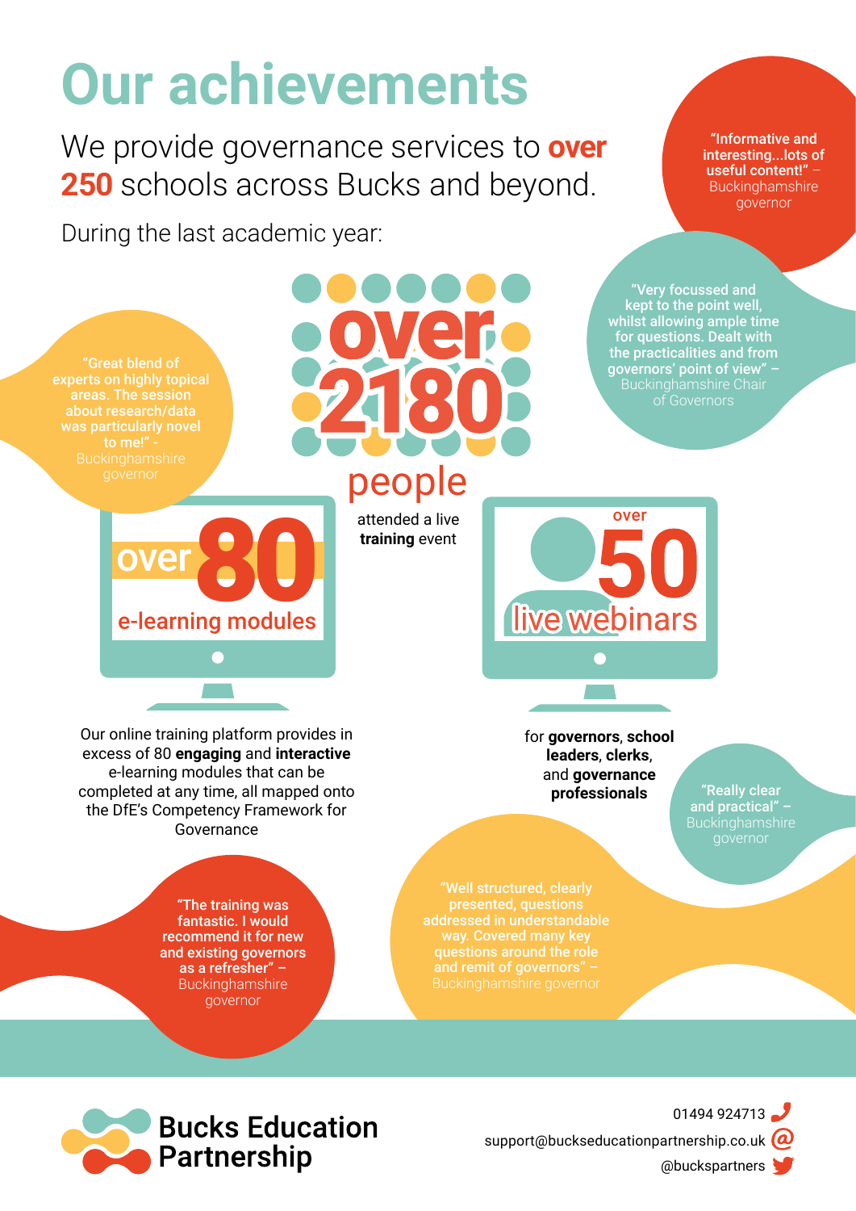# Our achievements

We provide governance services to **over 250** schools across Bucks and beyond.

During the last academic year:

**over 2180** people attended a live **training** event

**over 80** e-learning modules

Our online training platform provides in excess of 80 **engaging** and **interactive** e-learning modules that can be completed at any time, all mapped onto the DfE's Competency Framework for Governance

**over 50** live webinars

for **governors**, **school leaders**, **clerks**, and **governance professionals**

**"Informative and interesting...lots of useful content!"** – Buckinghamshire governor

**"Very focussed and kept to the point well, whilst allowing ample time for questions. Dealt with the practicalities and from governors' point of view"** – Buckinghamshire Chair of Governors

**"Great blend of experts on highly topical areas. The session about research/data was particularly novel to me!"** - Buckinghamshire governor

**"Really clear and practical"** – Buckinghamshire governor

**"The training was fantastic. I would recommend it for new and existing governors as a refresher"** – Buckinghamshire governor

**"Well structured, clearly presented, questions addressed in understandable way. Covered many key questions around the role and remit of governors"** – Buckinghamshire governor

**Bucks Education Partnership**

01494 924713

support@buckseducationpartnership.co.uk

@buckspartners